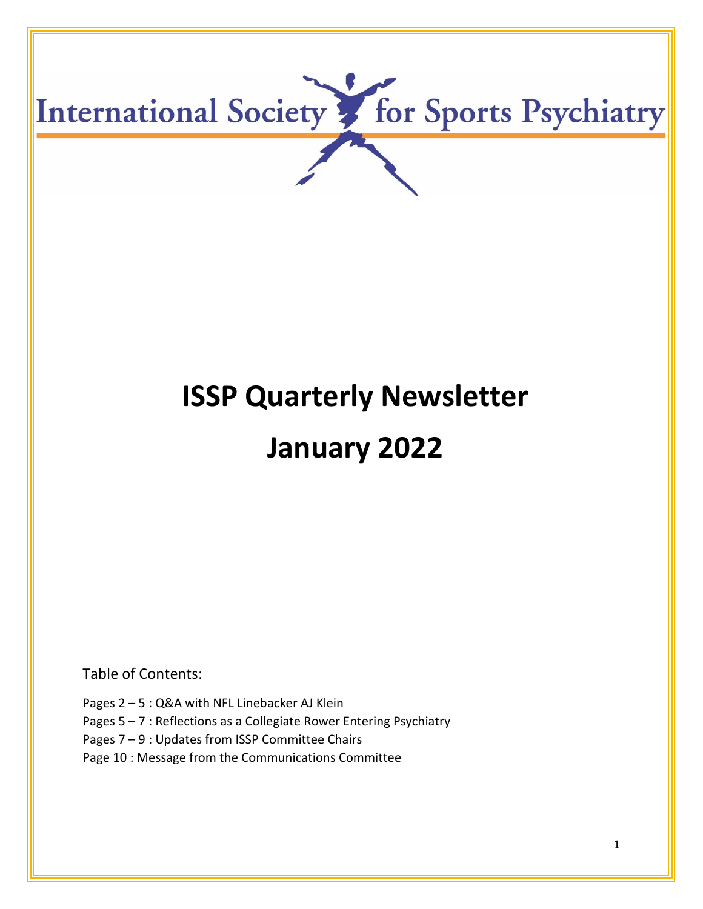International Society for Sports Psychiatry

# ISSP Quarterly Newsletter

# January 2022

Table of Contents:

Pages 2 – 5 : Q&A with NFL Linebacker AJ Klein

Pages 5 – 7 : Reflections as a Collegiate Rower Entering Psychiatry

Pages 7 – 9 : Updates from ISSP Committee Chairs

Page 10 : Message from the Communications Committee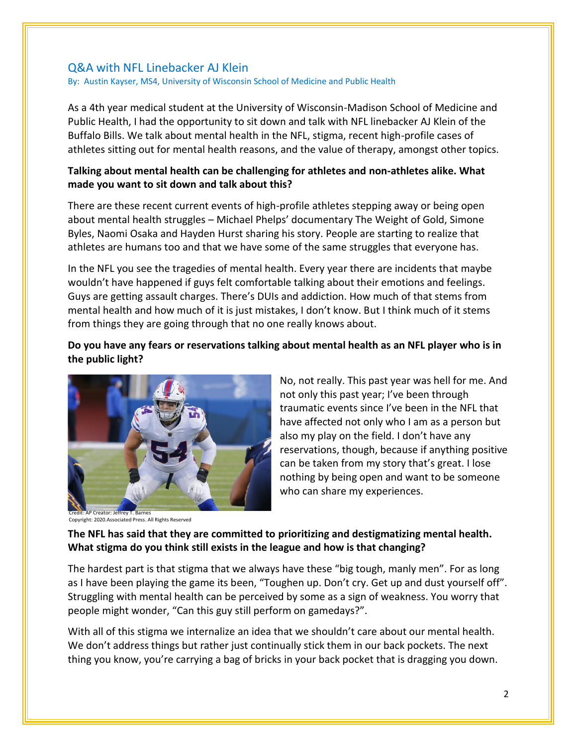## Q&A with NFL Linebacker AJ Klein

By: Austin Kayser, MS4, University of Wisconsin School of Medicine and Public Health

As a 4th year medical student at the University of Wisconsin-Madison School of Medicine and Public Health, I had the opportunity to sit down and talk with NFL linebacker AJ Klein of the Buffalo Bills. We talk about mental health in the NFL, stigma, recent high-profile cases of athletes sitting out for mental health reasons, and the value of therapy, amongst other topics.

**Talking about mental health can be challenging for athletes and non-athletes alike. What made you want to sit down and talk about this?**

There are these recent current events of high-profile athletes stepping away or being open about mental health struggles – Michael Phelps' documentary The Weight of Gold, Simone Byles, Naomi Osaka and Hayden Hurst sharing his story. People are starting to realize that athletes are humans too and that we have some of the same struggles that everyone has.

In the NFL you see the tragedies of mental health. Every year there are incidents that maybe wouldn't have happened if guys felt comfortable talking about their emotions and feelings. Guys are getting assault charges. There's DUIs and addiction. How much of that stems from mental health and how much of it is just mistakes, I don't know. But I think much of it stems from things they are going through that no one really knows about.

**Do you have any fears or reservations talking about mental health as an NFL player who is in the public light?**

No, not really. This past year was hell for me. And not only this past year; I've been through traumatic events since I've been in the NFL that have affected not only who I am as a person but also my play on the field. I don't have any reservations, though, because if anything positive can be taken from my story that's great. I lose nothing by being open and want to be someone who can share my experiences.

Credit: AP Creator: Jeffrey T. Barnes
Copyright: 2020.Associated Press. All Rights Reserved

**The NFL has said that they are committed to prioritizing and destigmatizing mental health. What stigma do you think still exists in the league and how is that changing?**

The hardest part is that stigma that we always have these "big tough, manly men". For as long as I have been playing the game its been, "Toughen up. Don't cry. Get up and dust yourself off". Struggling with mental health can be perceived by some as a sign of weakness. You worry that people might wonder, "Can this guy still perform on gamedays?".

With all of this stigma we internalize an idea that we shouldn't care about our mental health. We don't address things but rather just continually stick them in our back pockets. The next thing you know, you're carrying a bag of bricks in your back pocket that is dragging you down.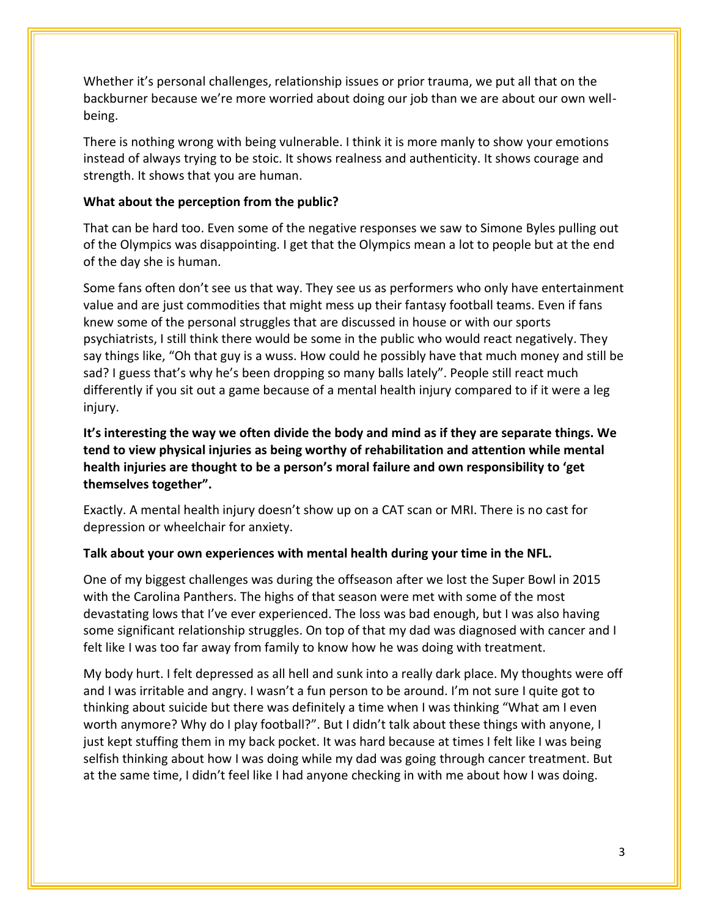Whether it's personal challenges, relationship issues or prior trauma, we put all that on the backburner because we're more worried about doing our job than we are about our own well-being.

There is nothing wrong with being vulnerable. I think it is more manly to show your emotions instead of always trying to be stoic. It shows realness and authenticity. It shows courage and strength. It shows that you are human.

**What about the perception from the public?**

That can be hard too. Even some of the negative responses we saw to Simone Byles pulling out of the Olympics was disappointing. I get that the Olympics mean a lot to people but at the end of the day she is human.

Some fans often don't see us that way. They see us as performers who only have entertainment value and are just commodities that might mess up their fantasy football teams. Even if fans knew some of the personal struggles that are discussed in house or with our sports psychiatrists, I still think there would be some in the public who would react negatively. They say things like, "Oh that guy is a wuss. How could he possibly have that much money and still be sad? I guess that's why he's been dropping so many balls lately". People still react much differently if you sit out a game because of a mental health injury compared to if it were a leg injury.

**It's interesting the way we often divide the body and mind as if they are separate things. We tend to view physical injuries as being worthy of rehabilitation and attention while mental health injuries are thought to be a person's moral failure and own responsibility to 'get themselves together".**

Exactly. A mental health injury doesn't show up on a CAT scan or MRI. There is no cast for depression or wheelchair for anxiety.

**Talk about your own experiences with mental health during your time in the NFL.**

One of my biggest challenges was during the offseason after we lost the Super Bowl in 2015 with the Carolina Panthers. The highs of that season were met with some of the most devastating lows that I've ever experienced. The loss was bad enough, but I was also having some significant relationship struggles. On top of that my dad was diagnosed with cancer and I felt like I was too far away from family to know how he was doing with treatment.

My body hurt. I felt depressed as all hell and sunk into a really dark place. My thoughts were off and I was irritable and angry. I wasn't a fun person to be around. I'm not sure I quite got to thinking about suicide but there was definitely a time when I was thinking "What am I even worth anymore? Why do I play football?". But I didn't talk about these things with anyone, I just kept stuffing them in my back pocket. It was hard because at times I felt like I was being selfish thinking about how I was doing while my dad was going through cancer treatment. But at the same time, I didn't feel like I had anyone checking in with me about how I was doing.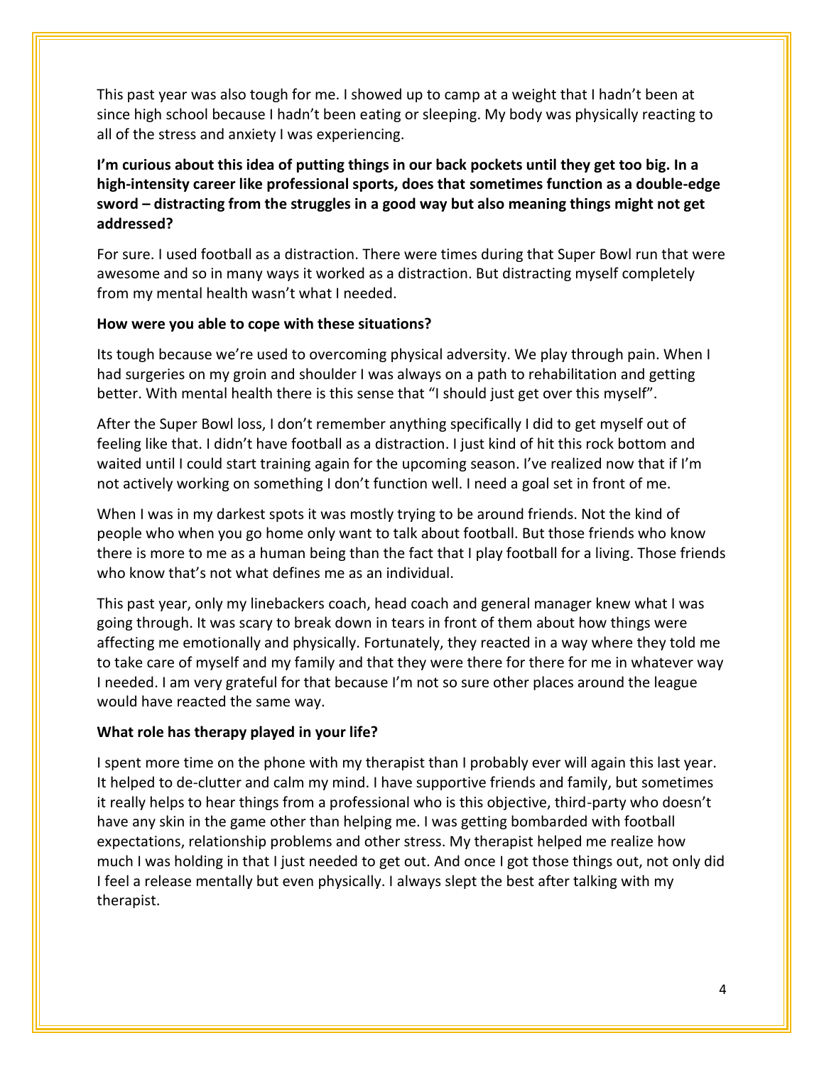This past year was also tough for me. I showed up to camp at a weight that I hadn't been at since high school because I hadn't been eating or sleeping. My body was physically reacting to all of the stress and anxiety I was experiencing.

**I'm curious about this idea of putting things in our back pockets until they get too big. In a high-intensity career like professional sports, does that sometimes function as a double-edge sword – distracting from the struggles in a good way but also meaning things might not get addressed?**

For sure. I used football as a distraction. There were times during that Super Bowl run that were awesome and so in many ways it worked as a distraction. But distracting myself completely from my mental health wasn't what I needed.

**How were you able to cope with these situations?**

Its tough because we're used to overcoming physical adversity. We play through pain. When I had surgeries on my groin and shoulder I was always on a path to rehabilitation and getting better. With mental health there is this sense that "I should just get over this myself".

After the Super Bowl loss, I don't remember anything specifically I did to get myself out of feeling like that. I didn't have football as a distraction. I just kind of hit this rock bottom and waited until I could start training again for the upcoming season. I've realized now that if I'm not actively working on something I don't function well. I need a goal set in front of me.

When I was in my darkest spots it was mostly trying to be around friends. Not the kind of people who when you go home only want to talk about football. But those friends who know there is more to me as a human being than the fact that I play football for a living. Those friends who know that's not what defines me as an individual.

This past year, only my linebackers coach, head coach and general manager knew what I was going through. It was scary to break down in tears in front of them about how things were affecting me emotionally and physically. Fortunately, they reacted in a way where they told me to take care of myself and my family and that they were there for there for me in whatever way I needed. I am very grateful for that because I'm not so sure other places around the league would have reacted the same way.

**What role has therapy played in your life?**

I spent more time on the phone with my therapist than I probably ever will again this last year. It helped to de-clutter and calm my mind. I have supportive friends and family, but sometimes it really helps to hear things from a professional who is this objective, third-party who doesn't have any skin in the game other than helping me. I was getting bombarded with football expectations, relationship problems and other stress. My therapist helped me realize how much I was holding in that I just needed to get out. And once I got those things out, not only did I feel a release mentally but even physically. I always slept the best after talking with my therapist.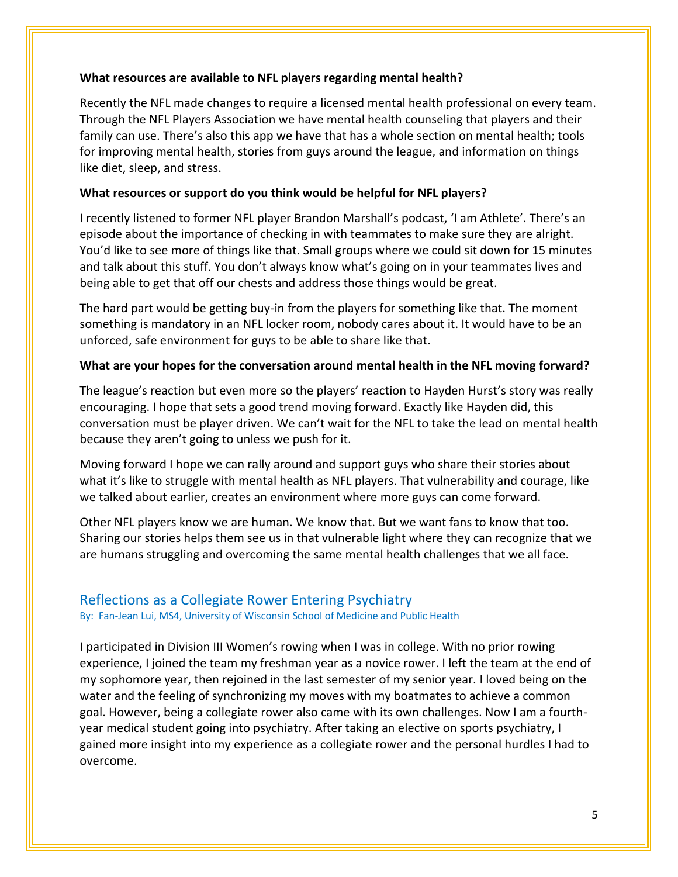**What resources are available to NFL players regarding mental health?**

Recently the NFL made changes to require a licensed mental health professional on every team. Through the NFL Players Association we have mental health counseling that players and their family can use. There's also this app we have that has a whole section on mental health; tools for improving mental health, stories from guys around the league, and information on things like diet, sleep, and stress.

**What resources or support do you think would be helpful for NFL players?**

I recently listened to former NFL player Brandon Marshall's podcast, 'I am Athlete'. There's an episode about the importance of checking in with teammates to make sure they are alright. You'd like to see more of things like that. Small groups where we could sit down for 15 minutes and talk about this stuff. You don't always know what's going on in your teammates lives and being able to get that off our chests and address those things would be great.

The hard part would be getting buy-in from the players for something like that. The moment something is mandatory in an NFL locker room, nobody cares about it. It would have to be an unforced, safe environment for guys to be able to share like that.

**What are your hopes for the conversation around mental health in the NFL moving forward?**

The league's reaction but even more so the players' reaction to Hayden Hurst's story was really encouraging. I hope that sets a good trend moving forward. Exactly like Hayden did, this conversation must be player driven. We can't wait for the NFL to take the lead on mental health because they aren't going to unless we push for it.

Moving forward I hope we can rally around and support guys who share their stories about what it's like to struggle with mental health as NFL players. That vulnerability and courage, like we talked about earlier, creates an environment where more guys can come forward.

Other NFL players know we are human. We know that. But we want fans to know that too. Sharing our stories helps them see us in that vulnerable light where they can recognize that we are humans struggling and overcoming the same mental health challenges that we all face.

## Reflections as a Collegiate Rower Entering Psychiatry

By: Fan-Jean Lui, MS4, University of Wisconsin School of Medicine and Public Health

I participated in Division III Women's rowing when I was in college. With no prior rowing experience, I joined the team my freshman year as a novice rower. I left the team at the end of my sophomore year, then rejoined in the last semester of my senior year. I loved being on the water and the feeling of synchronizing my moves with my boatmates to achieve a common goal. However, being a collegiate rower also came with its own challenges. Now I am a fourth-year medical student going into psychiatry. After taking an elective on sports psychiatry, I gained more insight into my experience as a collegiate rower and the personal hurdles I had to overcome.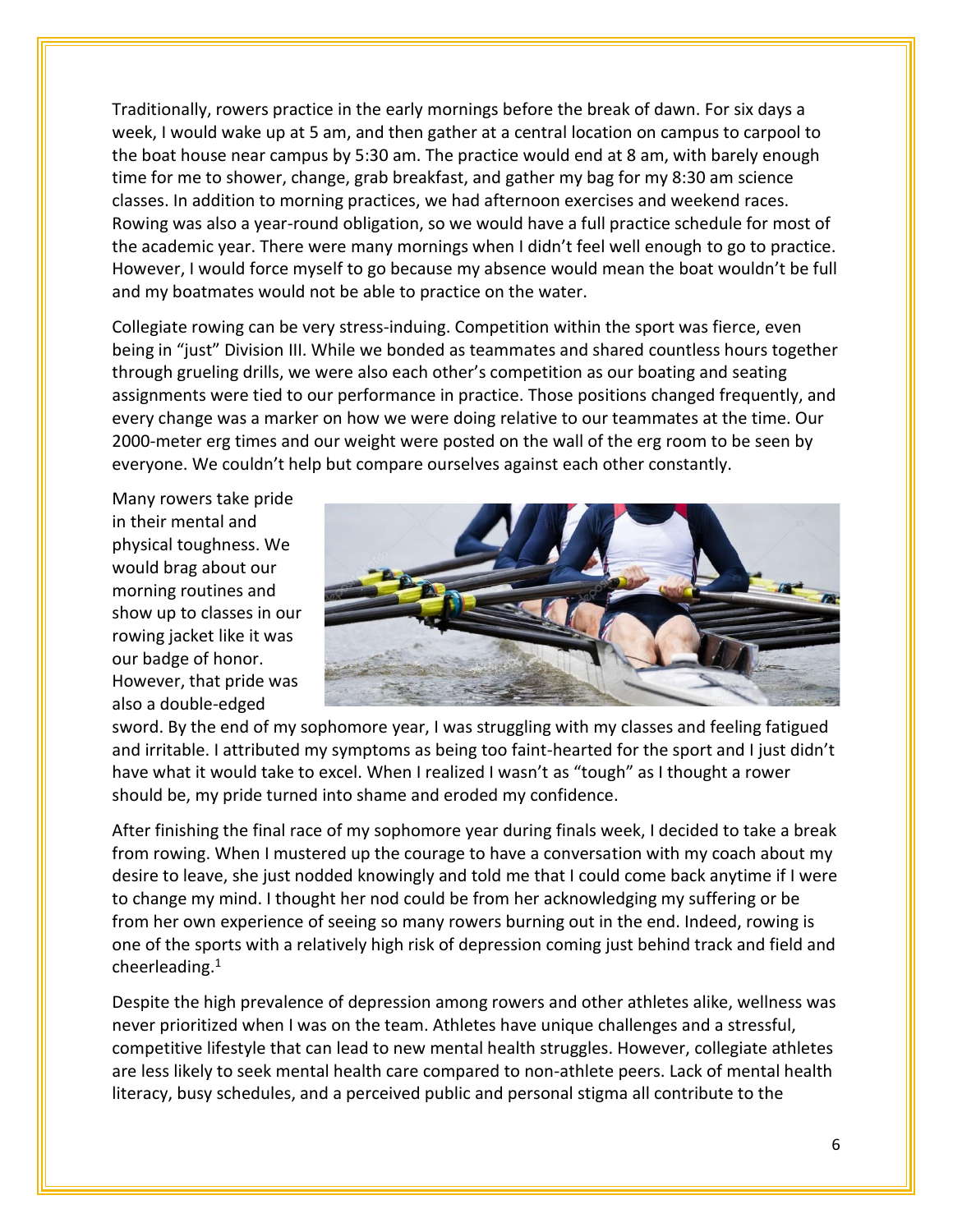Traditionally, rowers practice in the early mornings before the break of dawn. For six days a week, I would wake up at 5 am, and then gather at a central location on campus to carpool to the boat house near campus by 5:30 am. The practice would end at 8 am, with barely enough time for me to shower, change, grab breakfast, and gather my bag for my 8:30 am science classes. In addition to morning practices, we had afternoon exercises and weekend races. Rowing was also a year-round obligation, so we would have a full practice schedule for most of the academic year. There were many mornings when I didn't feel well enough to go to practice. However, I would force myself to go because my absence would mean the boat wouldn't be full and my boatmates would not be able to practice on the water.

Collegiate rowing can be very stress-induing. Competition within the sport was fierce, even being in "just" Division III. While we bonded as teammates and shared countless hours together through grueling drills, we were also each other's competition as our boating and seating assignments were tied to our performance in practice. Those positions changed frequently, and every change was a marker on how we were doing relative to our teammates at the time. Our 2000-meter erg times and our weight were posted on the wall of the erg room to be seen by everyone. We couldn't help but compare ourselves against each other constantly.

Many rowers take pride in their mental and physical toughness. We would brag about our morning routines and show up to classes in our rowing jacket like it was our badge of honor. However, that pride was also a double-edged sword. By the end of my sophomore year, I was struggling with my classes and feeling fatigued and irritable. I attributed my symptoms as being too faint-hearted for the sport and I just didn't have what it would take to excel. When I realized I wasn't as "tough" as I thought a rower should be, my pride turned into shame and eroded my confidence.

After finishing the final race of my sophomore year during finals week, I decided to take a break from rowing. When I mustered up the courage to have a conversation with my coach about my desire to leave, she just nodded knowingly and told me that I could come back anytime if I were to change my mind. I thought her nod could be from her acknowledging my suffering or be from her own experience of seeing so many rowers burning out in the end. Indeed, rowing is one of the sports with a relatively high risk of depression coming just behind track and field and cheerleading.[1]

Despite the high prevalence of depression among rowers and other athletes alike, wellness was never prioritized when I was on the team. Athletes have unique challenges and a stressful, competitive lifestyle that can lead to new mental health struggles. However, collegiate athletes are less likely to seek mental health care compared to non-athlete peers. Lack of mental health literacy, busy schedules, and a perceived public and personal stigma all contribute to the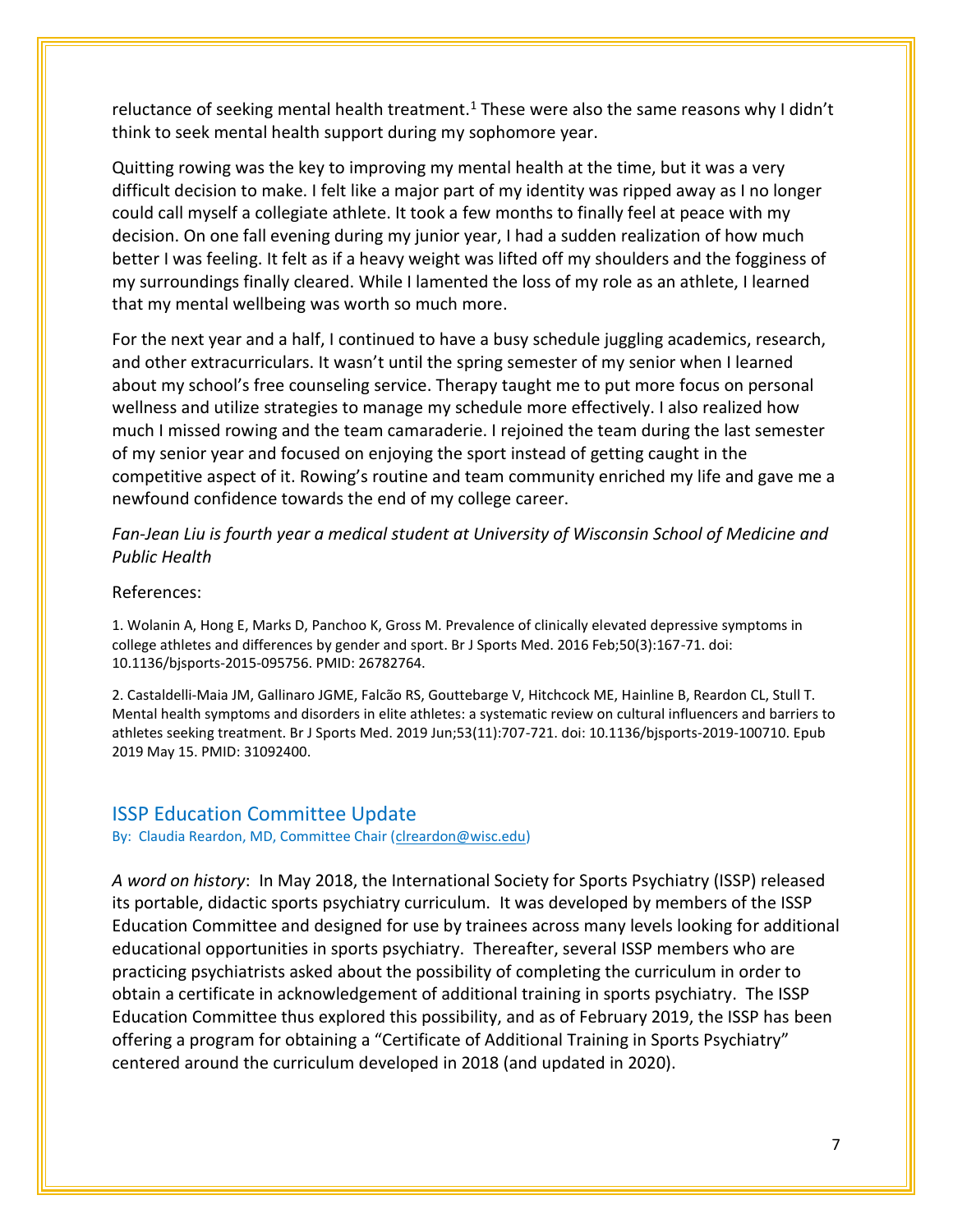reluctance of seeking mental health treatment.[1] These were also the same reasons why I didn't think to seek mental health support during my sophomore year.

Quitting rowing was the key to improving my mental health at the time, but it was a very difficult decision to make. I felt like a major part of my identity was ripped away as I no longer could call myself a collegiate athlete. It took a few months to finally feel at peace with my decision. On one fall evening during my junior year, I had a sudden realization of how much better I was feeling. It felt as if a heavy weight was lifted off my shoulders and the fogginess of my surroundings finally cleared. While I lamented the loss of my role as an athlete, I learned that my mental wellbeing was worth so much more.

For the next year and a half, I continued to have a busy schedule juggling academics, research, and other extracurriculars. It wasn't until the spring semester of my senior when I learned about my school's free counseling service. Therapy taught me to put more focus on personal wellness and utilize strategies to manage my schedule more effectively. I also realized how much I missed rowing and the team camaraderie. I rejoined the team during the last semester of my senior year and focused on enjoying the sport instead of getting caught in the competitive aspect of it. Rowing's routine and team community enriched my life and gave me a newfound confidence towards the end of my college career.

*Fan-Jean Liu is fourth year a medical student at University of Wisconsin School of Medicine and Public Health*

References:

1. Wolanin A, Hong E, Marks D, Panchoo K, Gross M. Prevalence of clinically elevated depressive symptoms in college athletes and differences by gender and sport. Br J Sports Med. 2016 Feb;50(3):167-71. doi: 10.1136/bjsports-2015-095756. PMID: 26782764.

2. Castaldelli-Maia JM, Gallinaro JGME, Falcão RS, Gouttebarge V, Hitchcock ME, Hainline B, Reardon CL, Stull T. Mental health symptoms and disorders in elite athletes: a systematic review on cultural influencers and barriers to athletes seeking treatment. Br J Sports Med. 2019 Jun;53(11):707-721. doi: 10.1136/bjsports-2019-100710. Epub 2019 May 15. PMID: 31092400.

## ISSP Education Committee Update

By: Claudia Reardon, MD, Committee Chair (clreardon@wisc.edu)

*A word on history*: In May 2018, the International Society for Sports Psychiatry (ISSP) released its portable, didactic sports psychiatry curriculum. It was developed by members of the ISSP Education Committee and designed for use by trainees across many levels looking for additional educational opportunities in sports psychiatry. Thereafter, several ISSP members who are practicing psychiatrists asked about the possibility of completing the curriculum in order to obtain a certificate in acknowledgement of additional training in sports psychiatry. The ISSP Education Committee thus explored this possibility, and as of February 2019, the ISSP has been offering a program for obtaining a "Certificate of Additional Training in Sports Psychiatry" centered around the curriculum developed in 2018 (and updated in 2020).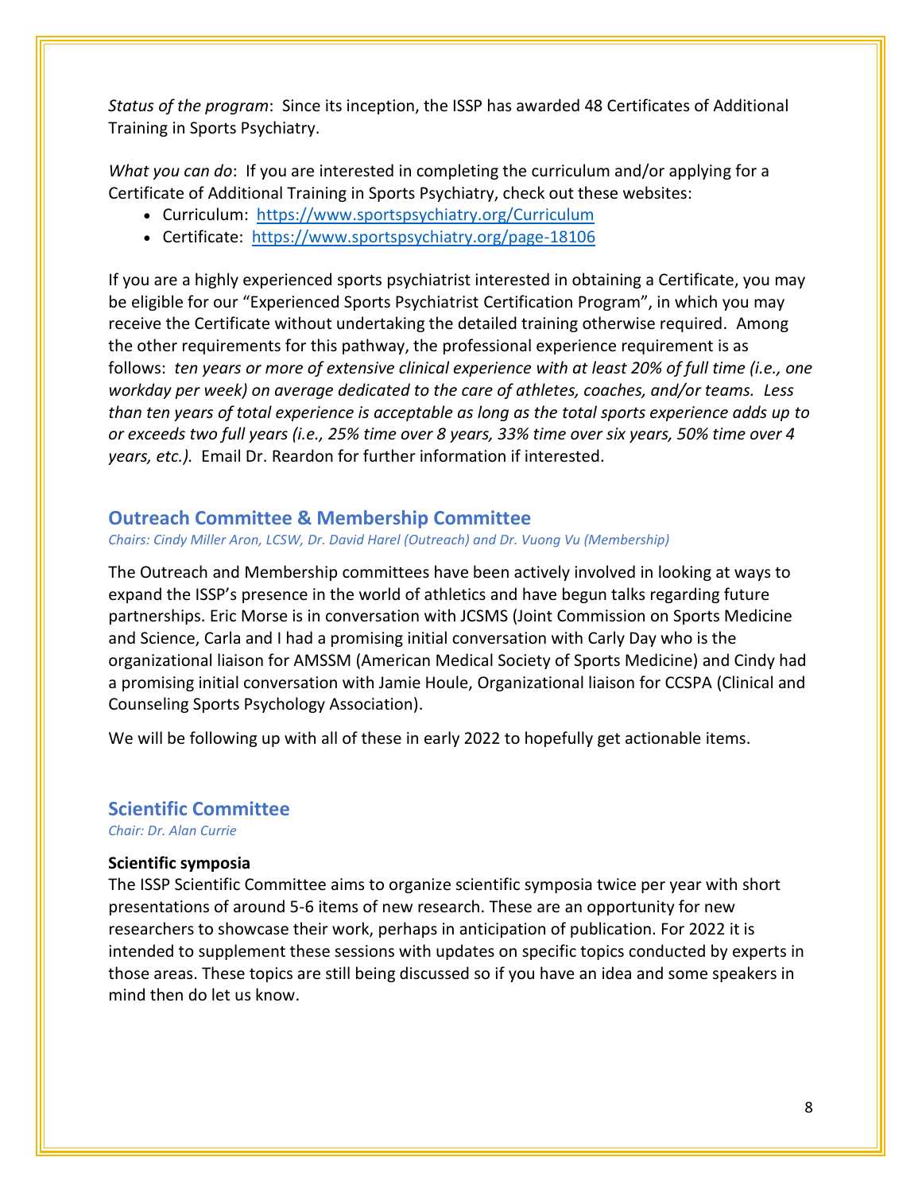*Status of the program*: Since its inception, the ISSP has awarded 48 Certificates of Additional Training in Sports Psychiatry.

*What you can do*: If you are interested in completing the curriculum and/or applying for a Certificate of Additional Training in Sports Psychiatry, check out these websites:

- Curriculum: [https://www.sportspsychiatry.org/Curriculum](https://www.sportspsychiatry.org/Curriculum)
- Certificate: [https://www.sportspsychiatry.org/page-18106](https://www.sportspsychiatry.org/page-18106)

If you are a highly experienced sports psychiatrist interested in obtaining a Certificate, you may be eligible for our "Experienced Sports Psychiatrist Certification Program", in which you may receive the Certificate without undertaking the detailed training otherwise required. Among the other requirements for this pathway, the professional experience requirement is as follows: *ten years or more of extensive clinical experience with at least 20% of full time (i.e., one workday per week) on average dedicated to the care of athletes, coaches, and/or teams. Less than ten years of total experience is acceptable as long as the total sports experience adds up to or exceeds two full years (i.e., 25% time over 8 years, 33% time over six years, 50% time over 4 years, etc.).* Email Dr. Reardon for further information if interested.

## Outreach Committee & Membership Committee

*Chairs: Cindy Miller Aron, LCSW, Dr. David Harel (Outreach) and Dr. Vuong Vu (Membership)*

The Outreach and Membership committees have been actively involved in looking at ways to expand the ISSP's presence in the world of athletics and have begun talks regarding future partnerships. Eric Morse is in conversation with JCSMS (Joint Commission on Sports Medicine and Science, Carla and I had a promising initial conversation with Carly Day who is the organizational liaison for AMSSM (American Medical Society of Sports Medicine) and Cindy had a promising initial conversation with Jamie Houle, Organizational liaison for CCSPA (Clinical and Counseling Sports Psychology Association).

We will be following up with all of these in early 2022 to hopefully get actionable items.

## Scientific Committee

*Chair: Dr. Alan Currie*

**Scientific symposia**

The ISSP Scientific Committee aims to organize scientific symposia twice per year with short presentations of around 5-6 items of new research. These are an opportunity for new researchers to showcase their work, perhaps in anticipation of publication. For 2022 it is intended to supplement these sessions with updates on specific topics conducted by experts in those areas. These topics are still being discussed so if you have an idea and some speakers in mind then do let us know.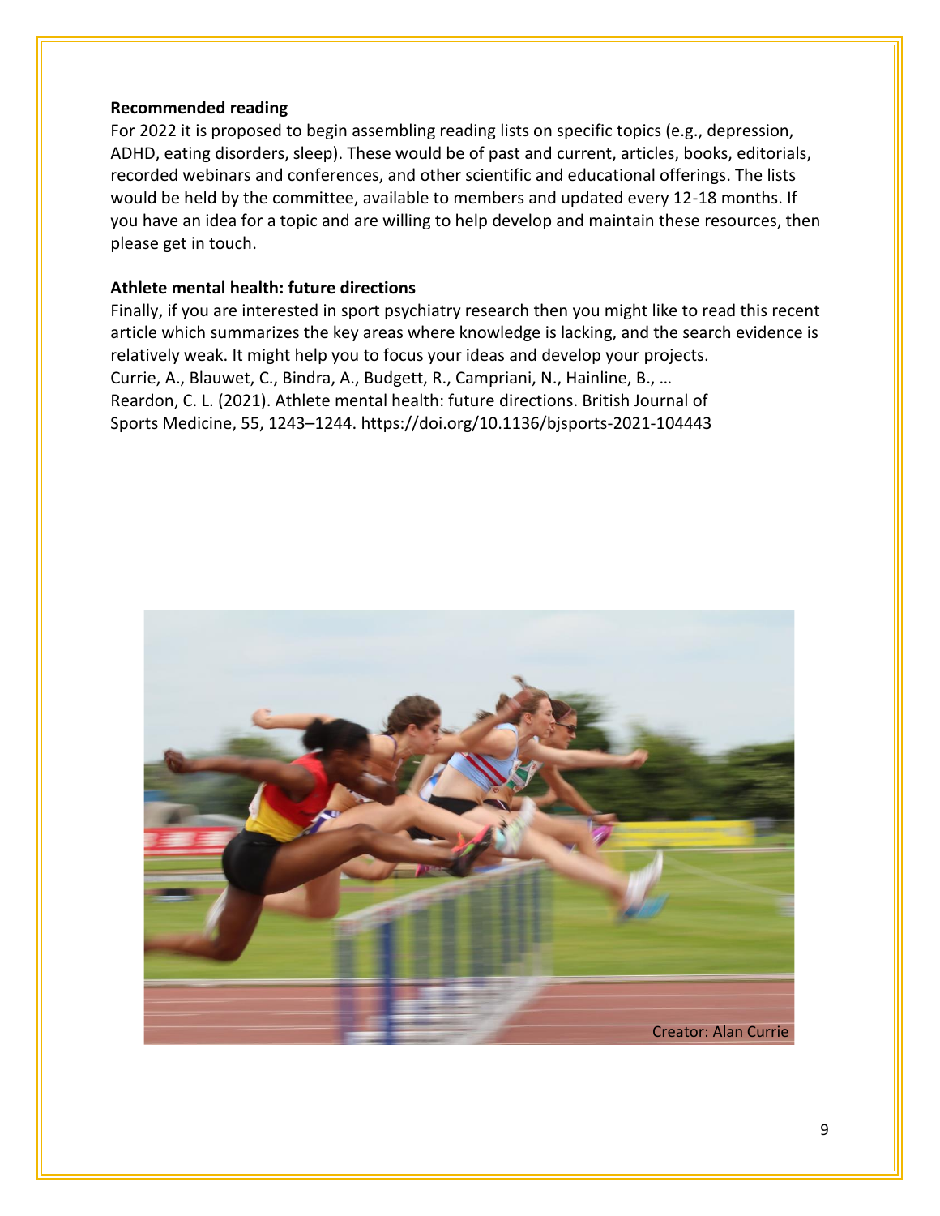**Recommended reading**

For 2022 it is proposed to begin assembling reading lists on specific topics (e.g., depression, ADHD, eating disorders, sleep). These would be of past and current, articles, books, editorials, recorded webinars and conferences, and other scientific and educational offerings. The lists would be held by the committee, available to members and updated every 12-18 months. If you have an idea for a topic and are willing to help develop and maintain these resources, then please get in touch.

**Athlete mental health: future directions**

Finally, if you are interested in sport psychiatry research then you might like to read this recent article which summarizes the key areas where knowledge is lacking, and the search evidence is relatively weak. It might help you to focus your ideas and develop your projects.
Currie, A., Blauwet, C., Bindra, A., Budgett, R., Campriani, N., Hainline, B., … Reardon, C. L. (2021). Athlete mental health: future directions. British Journal of Sports Medicine, 55, 1243–1244. https://doi.org/10.1136/bjsports-2021-104443

Creator: Alan Currie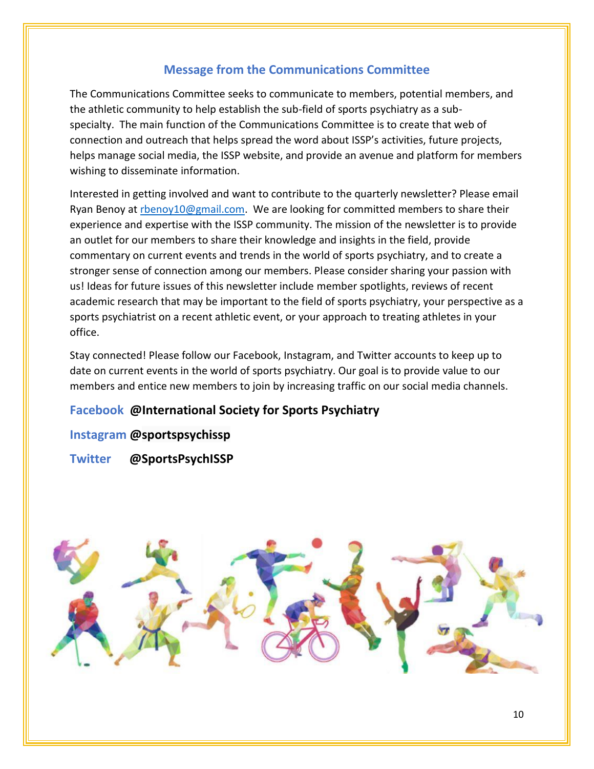## Message from the Communications Committee

The Communications Committee seeks to communicate to members, potential members, and the athletic community to help establish the sub-field of sports psychiatry as a sub-specialty. The main function of the Communications Committee is to create that web of connection and outreach that helps spread the word about ISSP's activities, future projects, helps manage social media, the ISSP website, and provide an avenue and platform for members wishing to disseminate information.

Interested in getting involved and want to contribute to the quarterly newsletter? Please email Ryan Benoy at rbenoy10@gmail.com. We are looking for committed members to share their experience and expertise with the ISSP community. The mission of the newsletter is to provide an outlet for our members to share their knowledge and insights in the field, provide commentary on current events and trends in the world of sports psychiatry, and to create a stronger sense of connection among our members. Please consider sharing your passion with us! Ideas for future issues of this newsletter include member spotlights, reviews of recent academic research that may be important to the field of sports psychiatry, your perspective as a sports psychiatrist on a recent athletic event, or your approach to treating athletes in your office.

Stay connected! Please follow our Facebook, Instagram, and Twitter accounts to keep up to date on current events in the world of sports psychiatry. Our goal is to provide value to our members and entice new members to join by increasing traffic on our social media channels.

**Facebook @International Society for Sports Psychiatry**

**Instagram @sportspsychissp**

**Twitter @SportsPsychISSP**